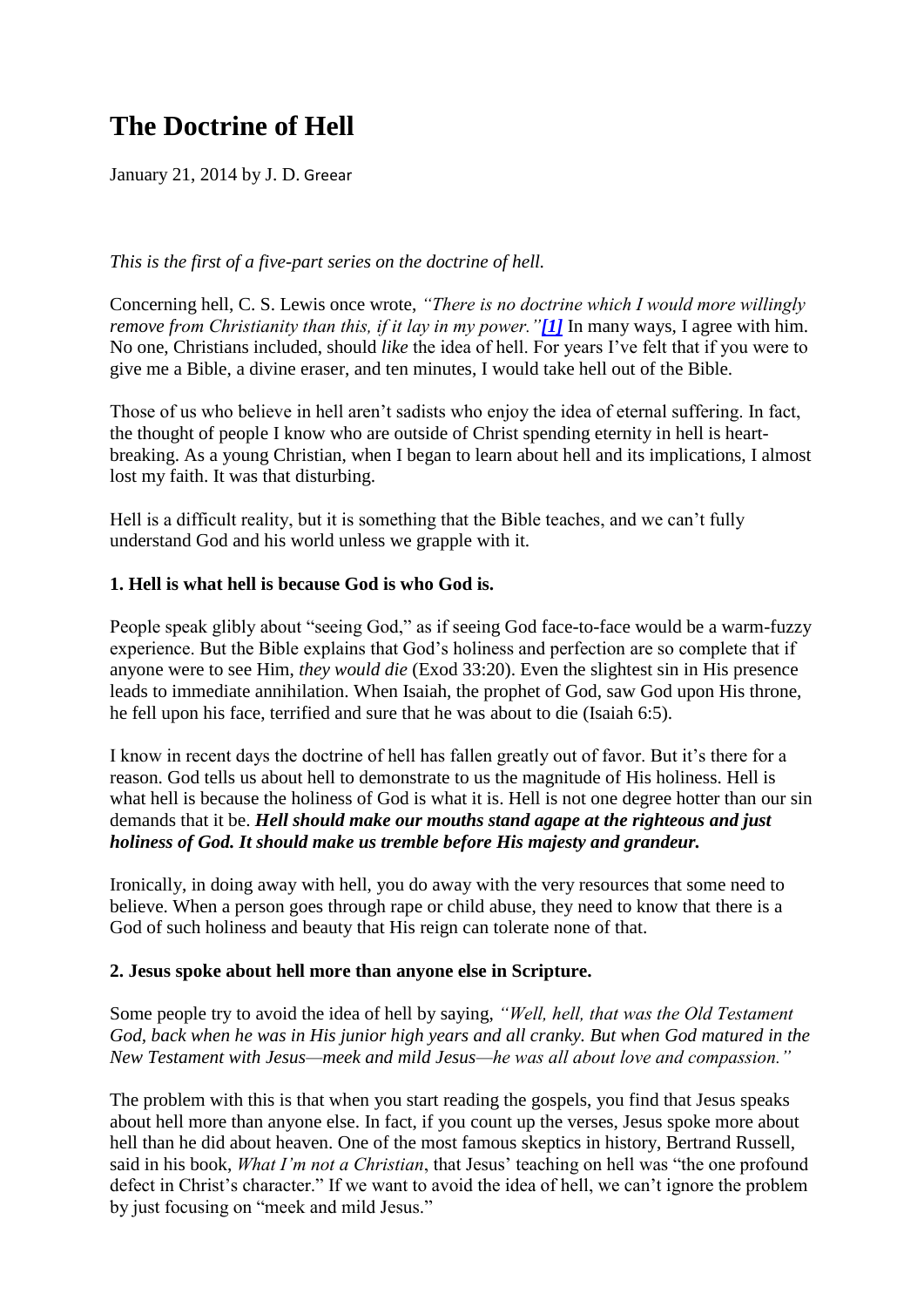# The Doctrine of Hell

January 21, 2014 by J. D. Greear

*This is the first of a five-part series on the doctrine of hell.*

Concerning hell, C. S. Lewis once wrote, *"There is no doctrine which I would more willingly remove from Christianity than this, if it lay in my power."[1]* In many ways, I agree with him. No one, Christians included, should *like* the idea of hell. For years I've felt that if you were to give me a Bible, a divine eraser, and ten minutes, I would take hell out of the Bible.

Those of us who believe in hell aren't sadists who enjoy the idea of eternal suffering. In fact, the thought of people I know who are outside of Christ spending eternity in hell is heart-breaking. As a young Christian, when I began to learn about hell and its implications, I almost lost my faith. It was that disturbing.

Hell is a difficult reality, but it is something that the Bible teaches, and we can't fully understand God and his world unless we grapple with it.

**1. Hell is what hell is because God is who God is.**

People speak glibly about "seeing God," as if seeing God face-to-face would be a warm-fuzzy experience. But the Bible explains that God's holiness and perfection are so complete that if anyone were to see Him, *they would die* (Exod 33:20). Even the slightest sin in His presence leads to immediate annihilation. When Isaiah, the prophet of God, saw God upon His throne, he fell upon his face, terrified and sure that he was about to die (Isaiah 6:5).

I know in recent days the doctrine of hell has fallen greatly out of favor. But it's there for a reason. God tells us about hell to demonstrate to us the magnitude of His holiness. Hell is what hell is because the holiness of God is what it is. Hell is not one degree hotter than our sin demands that it be. ***Hell should make our mouths stand agape at the righteous and just holiness of God. It should make us tremble before His majesty and grandeur.***

Ironically, in doing away with hell, you do away with the very resources that some need to believe. When a person goes through rape or child abuse, they need to know that there is a God of such holiness and beauty that His reign can tolerate none of that.

**2. Jesus spoke about hell more than anyone else in Scripture.**

Some people try to avoid the idea of hell by saying, *"Well, hell, that was the Old Testament God, back when he was in His junior high years and all cranky. But when God matured in the New Testament with Jesus—meek and mild Jesus—he was all about love and compassion."*

The problem with this is that when you start reading the gospels, you find that Jesus speaks about hell more than anyone else. In fact, if you count up the verses, Jesus spoke more about hell than he did about heaven. One of the most famous skeptics in history, Bertrand Russell, said in his book, *What I'm not a Christian*, that Jesus' teaching on hell was "the one profound defect in Christ's character." If we want to avoid the idea of hell, we can't ignore the problem by just focusing on "meek and mild Jesus."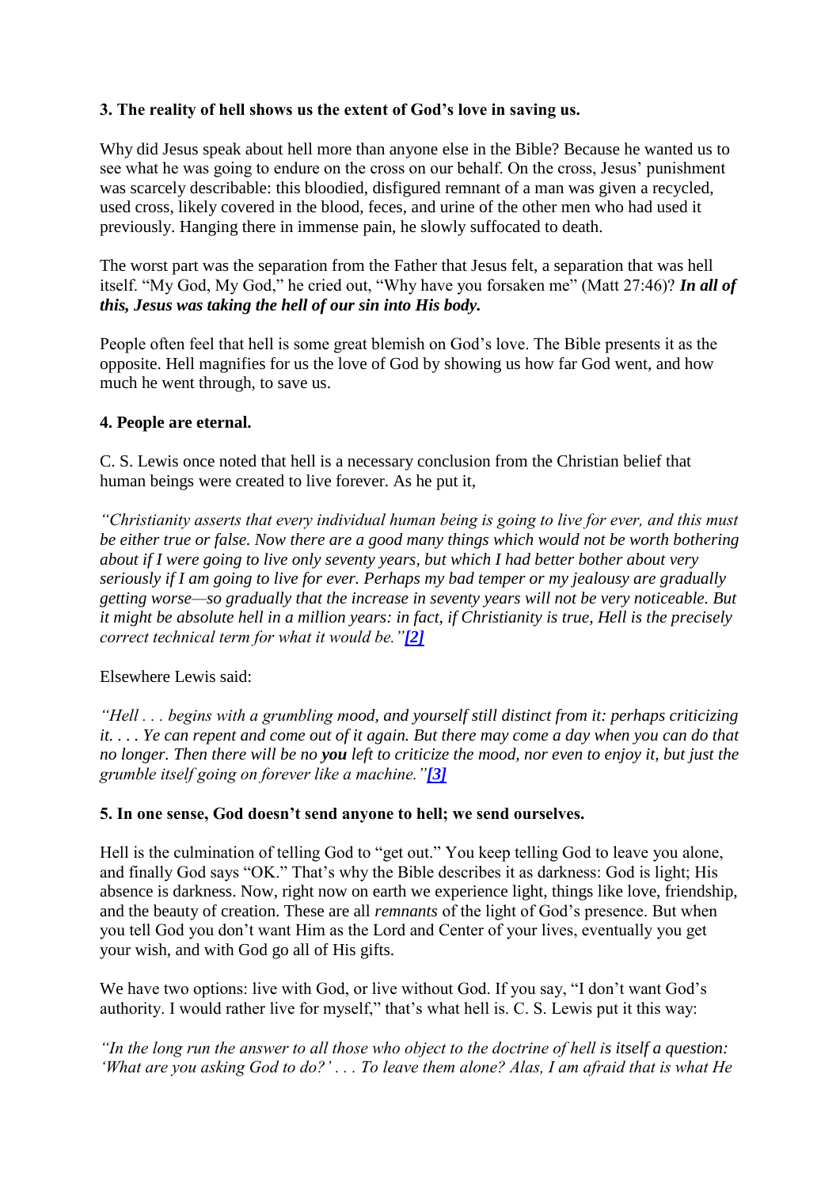**3. The reality of hell shows us the extent of God's love in saving us.**

Why did Jesus speak about hell more than anyone else in the Bible? Because he wanted us to see what he was going to endure on the cross on our behalf. On the cross, Jesus' punishment was scarcely describable: this bloodied, disfigured remnant of a man was given a recycled, used cross, likely covered in the blood, feces, and urine of the other men who had used it previously. Hanging there in immense pain, he slowly suffocated to death.

The worst part was the separation from the Father that Jesus felt, a separation that was hell itself. "My God, My God," he cried out, "Why have you forsaken me" (Matt 27:46)? ***In all of this, Jesus was taking the hell of our sin into His body.***

People often feel that hell is some great blemish on God's love. The Bible presents it as the opposite. Hell magnifies for us the love of God by showing us how far God went, and how much he went through, to save us.

**4. People are eternal.**

C. S. Lewis once noted that hell is a necessary conclusion from the Christian belief that human beings were created to live forever. As he put it,

*"Christianity asserts that every individual human being is going to live for ever, and this must be either true or false. Now there are a good many things which would not be worth bothering about if I were going to live only seventy years, but which I had better bother about very seriously if I am going to live for ever. Perhaps my bad temper or my jealousy are gradually getting worse—so gradually that the increase in seventy years will not be very noticeable. But it might be absolute hell in a million years: in fact, if Christianity is true, Hell is the precisely correct technical term for what it would be."[2]*

Elsewhere Lewis said:

*"Hell . . . begins with a grumbling mood, and yourself still distinct from it: perhaps criticizing it. . . . Ye can repent and come out of it again. But there may come a day when you can do that no longer. Then there will be no **you** left to criticize the mood, nor even to enjoy it, but just the grumble itself going on forever like a machine."[3]*

**5. In one sense, God doesn't send anyone to hell; we send ourselves.**

Hell is the culmination of telling God to "get out." You keep telling God to leave you alone, and finally God says "OK." That's why the Bible describes it as darkness: God is light; His absence is darkness. Now, right now on earth we experience light, things like love, friendship, and the beauty of creation. These are all *remnants* of the light of God's presence. But when you tell God you don't want Him as the Lord and Center of your lives, eventually you get your wish, and with God go all of His gifts.

We have two options: live with God, or live without God. If you say, "I don't want God's authority. I would rather live for myself," that's what hell is. C. S. Lewis put it this way:

*"In the long run the answer to all those who object to the doctrine of hell is itself a question: 'What are you asking God to do?' . . . To leave them alone? Alas, I am afraid that is what He*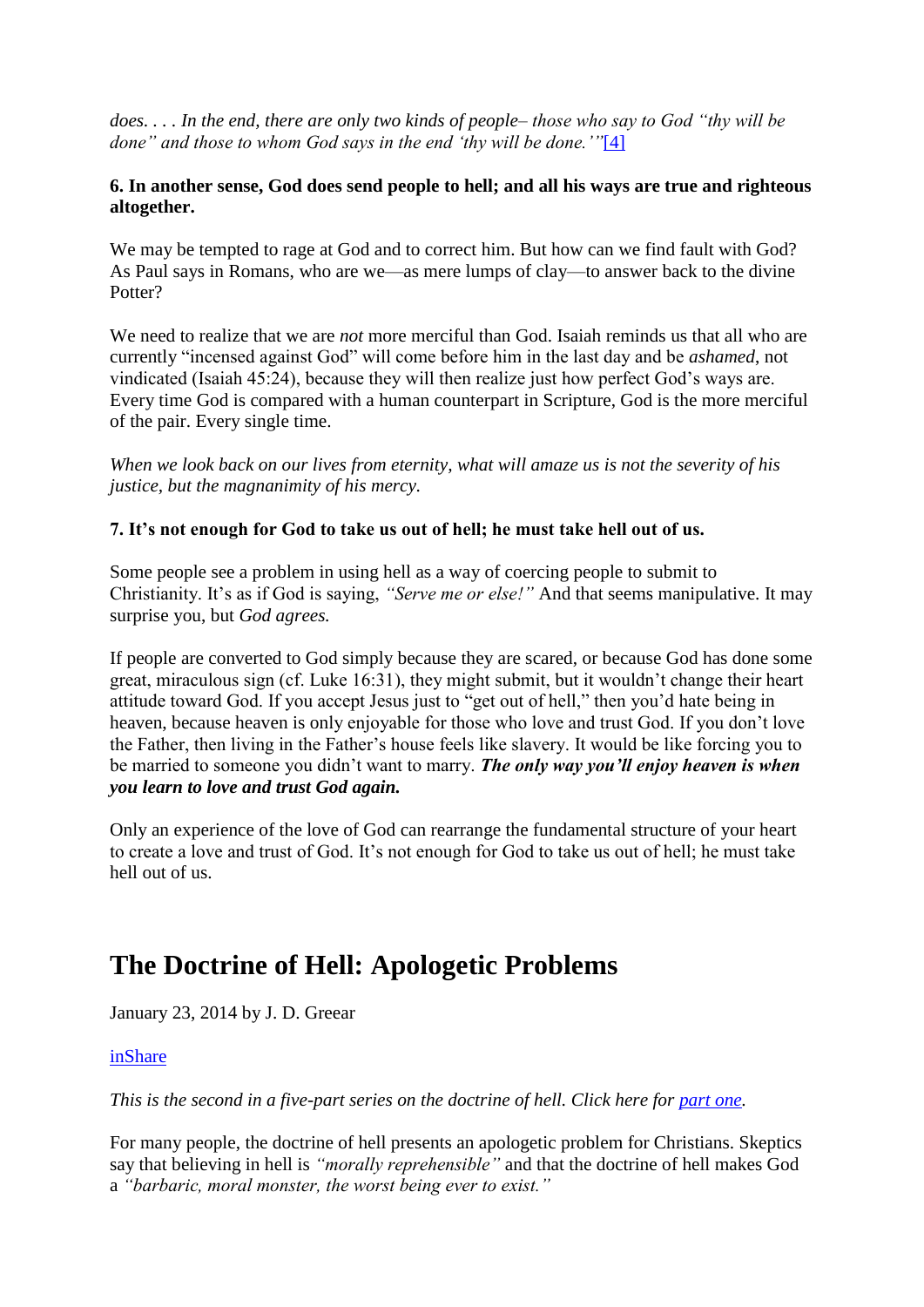*does. . . . In the end, there are only two kinds of people– those who say to God "thy will be done" and those to whom God says in the end 'thy will be done.'"*[4]

**6. In another sense, God does send people to hell; and all his ways are true and righteous altogether.**

We may be tempted to rage at God and to correct him. But how can we find fault with God? As Paul says in Romans, who are we—as mere lumps of clay—to answer back to the divine Potter?

We need to realize that we are *not* more merciful than God. Isaiah reminds us that all who are currently "incensed against God" will come before him in the last day and be *ashamed*, not vindicated (Isaiah 45:24), because they will then realize just how perfect God's ways are. Every time God is compared with a human counterpart in Scripture, God is the more merciful of the pair. Every single time.

*When we look back on our lives from eternity, what will amaze us is not the severity of his justice, but the magnanimity of his mercy.*

**7. It's not enough for God to take us out of hell; he must take hell out of us.**

Some people see a problem in using hell as a way of coercing people to submit to Christianity. It's as if God is saying, *"Serve me or else!"* And that seems manipulative. It may surprise you, but *God agrees.*

If people are converted to God simply because they are scared, or because God has done some great, miraculous sign (cf. Luke 16:31), they might submit, but it wouldn't change their heart attitude toward God. If you accept Jesus just to "get out of hell," then you'd hate being in heaven, because heaven is only enjoyable for those who love and trust God. If you don't love the Father, then living in the Father's house feels like slavery. It would be like forcing you to be married to someone you didn't want to marry. ***The only way you'll enjoy heaven is when you learn to love and trust God again.***

Only an experience of the love of God can rearrange the fundamental structure of your heart to create a love and trust of God. It's not enough for God to take us out of hell; he must take hell out of us.

# The Doctrine of Hell: Apologetic Problems

January 23, 2014 by J. D. Greear

inShare

*This is the second in a five-part series on the doctrine of hell. Click here for part one.*

For many people, the doctrine of hell presents an apologetic problem for Christians. Skeptics say that believing in hell is *"morally reprehensible"* and that the doctrine of hell makes God a *"barbaric, moral monster, the worst being ever to exist."*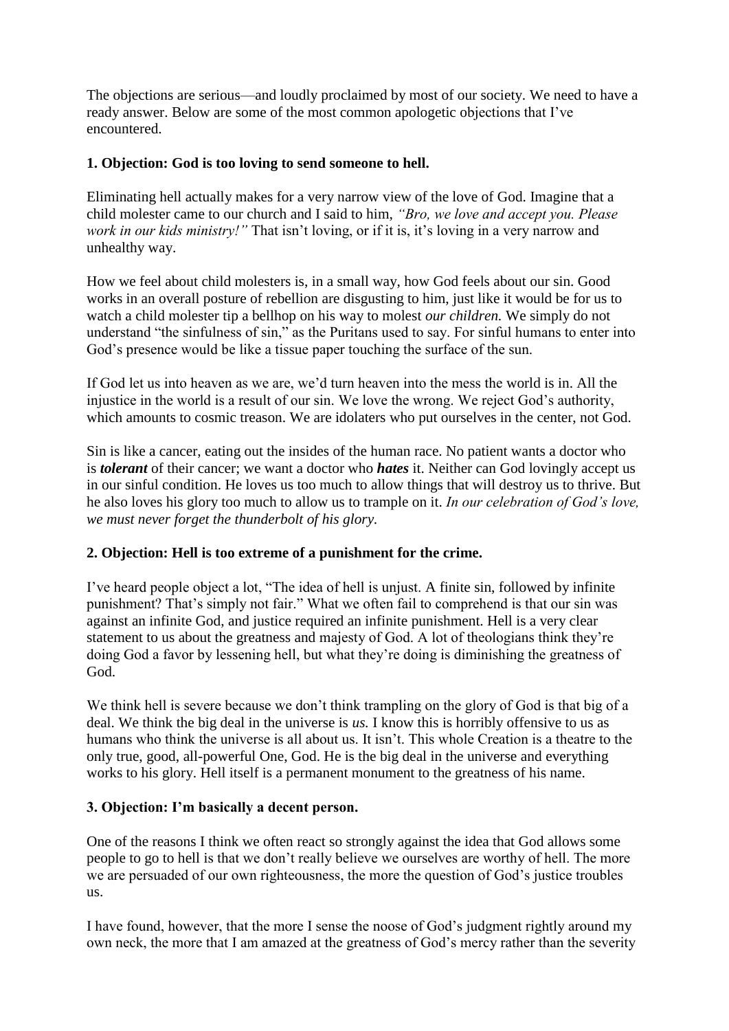The objections are serious—and loudly proclaimed by most of our society. We need to have a ready answer. Below are some of the most common apologetic objections that I've encountered.

### 1. Objection: God is too loving to send someone to hell.

Eliminating hell actually makes for a very narrow view of the love of God. Imagine that a child molester came to our church and I said to him, *"Bro, we love and accept you. Please work in our kids ministry!"* That isn't loving, or if it is, it's loving in a very narrow and unhealthy way.

How we feel about child molesters is, in a small way, how God feels about our sin. Good works in an overall posture of rebellion are disgusting to him, just like it would be for us to watch a child molester tip a bellhop on his way to molest *our children.* We simply do not understand "the sinfulness of sin," as the Puritans used to say. For sinful humans to enter into God's presence would be like a tissue paper touching the surface of the sun.

If God let us into heaven as we are, we'd turn heaven into the mess the world is in. All the injustice in the world is a result of our sin. We love the wrong. We reject God's authority, which amounts to cosmic treason. We are idolaters who put ourselves in the center, not God.

Sin is like a cancer, eating out the insides of the human race. No patient wants a doctor who is ***tolerant*** of their cancer; we want a doctor who ***hates*** it. Neither can God lovingly accept us in our sinful condition. He loves us too much to allow things that will destroy us to thrive. But he also loves his glory too much to allow us to trample on it. *In our celebration of God's love, we must never forget the thunderbolt of his glory.*

### 2. Objection: Hell is too extreme of a punishment for the crime.

I've heard people object a lot, "The idea of hell is unjust. A finite sin, followed by infinite punishment? That's simply not fair." What we often fail to comprehend is that our sin was against an infinite God, and justice required an infinite punishment. Hell is a very clear statement to us about the greatness and majesty of God. A lot of theologians think they're doing God a favor by lessening hell, but what they're doing is diminishing the greatness of God.

We think hell is severe because we don't think trampling on the glory of God is that big of a deal. We think the big deal in the universe is *us.* I know this is horribly offensive to us as humans who think the universe is all about us. It isn't. This whole Creation is a theatre to the only true, good, all-powerful One, God. He is the big deal in the universe and everything works to his glory. Hell itself is a permanent monument to the greatness of his name.

### 3. Objection: I'm basically a decent person.

One of the reasons I think we often react so strongly against the idea that God allows some people to go to hell is that we don't really believe we ourselves are worthy of hell. The more we are persuaded of our own righteousness, the more the question of God's justice troubles us.

I have found, however, that the more I sense the noose of God's judgment rightly around my own neck, the more that I am amazed at the greatness of God's mercy rather than the severity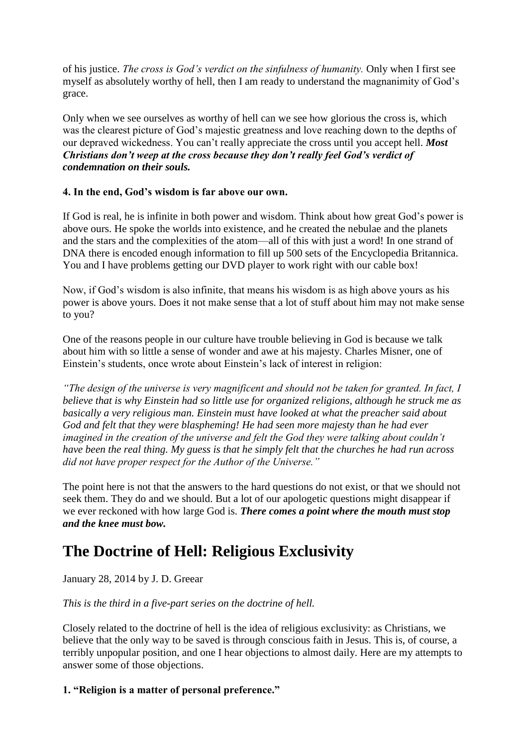of his justice. *The cross is God's verdict on the sinfulness of humanity.* Only when I first see myself as absolutely worthy of hell, then I am ready to understand the magnanimity of God's grace.

Only when we see ourselves as worthy of hell can we see how glorious the cross is, which was the clearest picture of God's majestic greatness and love reaching down to the depths of our depraved wickedness. You can't really appreciate the cross until you accept hell. ***Most Christians don't weep at the cross because they don't really feel God's verdict of condemnation on their souls.***

**4. In the end, God's wisdom is far above our own.**

If God is real, he is infinite in both power and wisdom. Think about how great God's power is above ours. He spoke the worlds into existence, and he created the nebulae and the planets and the stars and the complexities of the atom—all of this with just a word! In one strand of DNA there is encoded enough information to fill up 500 sets of the Encyclopedia Britannica. You and I have problems getting our DVD player to work right with our cable box!

Now, if God's wisdom is also infinite, that means his wisdom is as high above yours as his power is above yours. Does it not make sense that a lot of stuff about him may not make sense to you?

One of the reasons people in our culture have trouble believing in God is because we talk about him with so little a sense of wonder and awe at his majesty. Charles Misner, one of Einstein's students, once wrote about Einstein's lack of interest in religion:

*"The design of the universe is very magnificent and should not be taken for granted. In fact, I believe that is why Einstein had so little use for organized religions, although he struck me as basically a very religious man. Einstein must have looked at what the preacher said about God and felt that they were blaspheming! He had seen more majesty than he had ever imagined in the creation of the universe and felt the God they were talking about couldn't have been the real thing. My guess is that he simply felt that the churches he had run across did not have proper respect for the Author of the Universe."*

The point here is not that the answers to the hard questions do not exist, or that we should not seek them. They do and we should. But a lot of our apologetic questions might disappear if we ever reckoned with how large God is. ***There comes a point where the mouth must stop and the knee must bow.***

# The Doctrine of Hell: Religious Exclusivity

January 28, 2014 by J. D. Greear

*This is the third in a five-part series on the doctrine of hell.*

Closely related to the doctrine of hell is the idea of religious exclusivity: as Christians, we believe that the only way to be saved is through conscious faith in Jesus. This is, of course, a terribly unpopular position, and one I hear objections to almost daily. Here are my attempts to answer some of those objections.

**1. "Religion is a matter of personal preference."**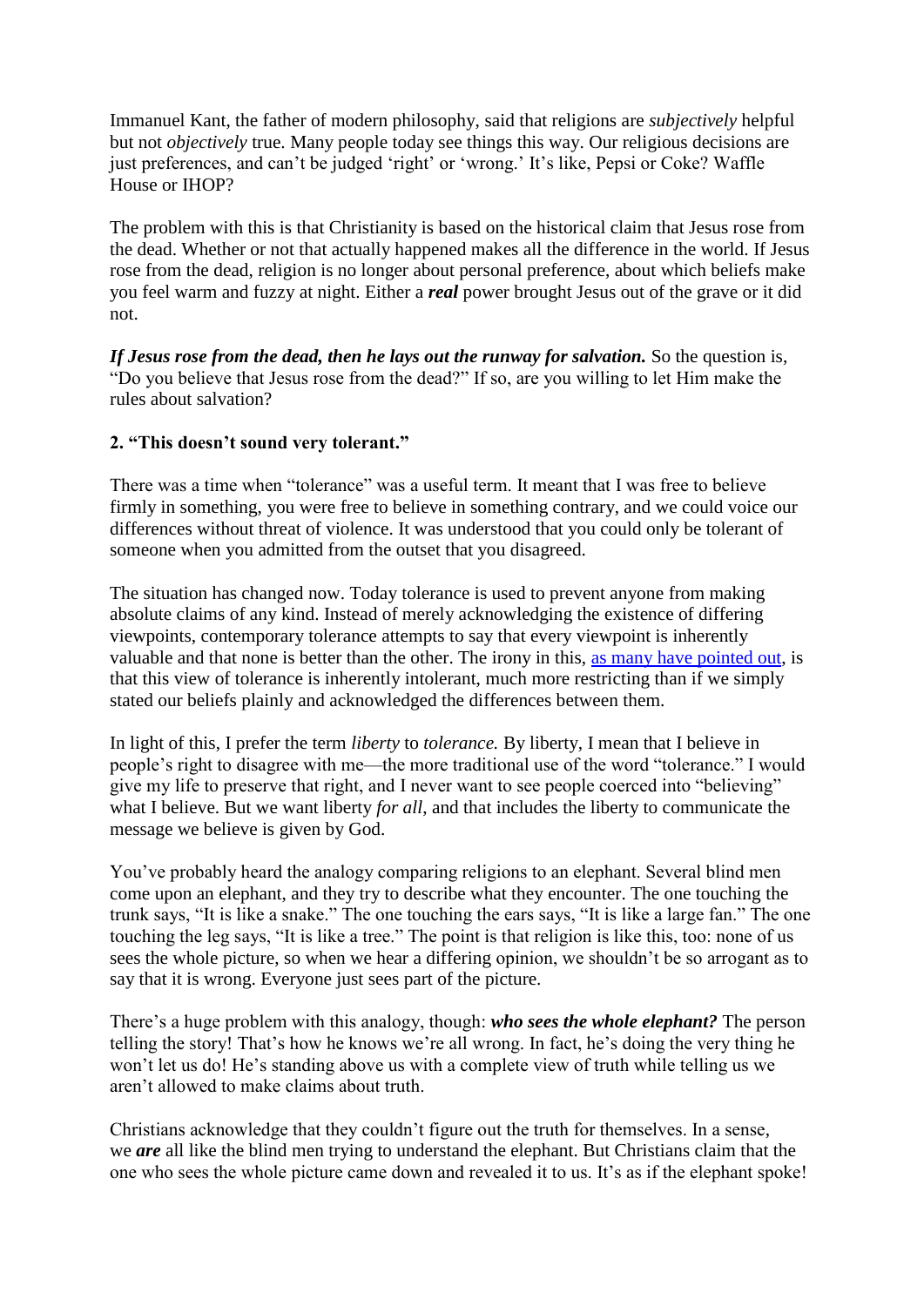Immanuel Kant, the father of modern philosophy, said that religions are *subjectively* helpful but not *objectively* true. Many people today see things this way. Our religious decisions are just preferences, and can't be judged 'right' or 'wrong.' It's like, Pepsi or Coke? Waffle House or IHOP?

The problem with this is that Christianity is based on the historical claim that Jesus rose from the dead. Whether or not that actually happened makes all the difference in the world. If Jesus rose from the dead, religion is no longer about personal preference, about which beliefs make you feel warm and fuzzy at night. Either a ***real*** power brought Jesus out of the grave or it did not.

***If Jesus rose from the dead, then he lays out the runway for salvation.*** So the question is, "Do you believe that Jesus rose from the dead?" If so, are you willing to let Him make the rules about salvation?

**2. "This doesn't sound very tolerant."**

There was a time when "tolerance" was a useful term. It meant that I was free to believe firmly in something, you were free to believe in something contrary, and we could voice our differences without threat of violence. It was understood that you could only be tolerant of someone when you admitted from the outset that you disagreed.

The situation has changed now. Today tolerance is used to prevent anyone from making absolute claims of any kind. Instead of merely acknowledging the existence of differing viewpoints, contemporary tolerance attempts to say that every viewpoint is inherently valuable and that none is better than the other. The irony in this, [as many have pointed out](), is that this view of tolerance is inherently intolerant, much more restricting than if we simply stated our beliefs plainly and acknowledged the differences between them.

In light of this, I prefer the term *liberty* to *tolerance.* By liberty, I mean that I believe in people's right to disagree with me—the more traditional use of the word "tolerance." I would give my life to preserve that right, and I never want to see people coerced into "believing" what I believe. But we want liberty *for all,* and that includes the liberty to communicate the message we believe is given by God.

You've probably heard the analogy comparing religions to an elephant. Several blind men come upon an elephant, and they try to describe what they encounter. The one touching the trunk says, "It is like a snake." The one touching the ears says, "It is like a large fan." The one touching the leg says, "It is like a tree." The point is that religion is like this, too: none of us sees the whole picture, so when we hear a differing opinion, we shouldn't be so arrogant as to say that it is wrong. Everyone just sees part of the picture.

There's a huge problem with this analogy, though: ***who sees the whole elephant?*** The person telling the story! That's how he knows we're all wrong. In fact, he's doing the very thing he won't let us do! He's standing above us with a complete view of truth while telling us we aren't allowed to make claims about truth.

Christians acknowledge that they couldn't figure out the truth for themselves. In a sense, we ***are*** all like the blind men trying to understand the elephant. But Christians claim that the one who sees the whole picture came down and revealed it to us. It's as if the elephant spoke!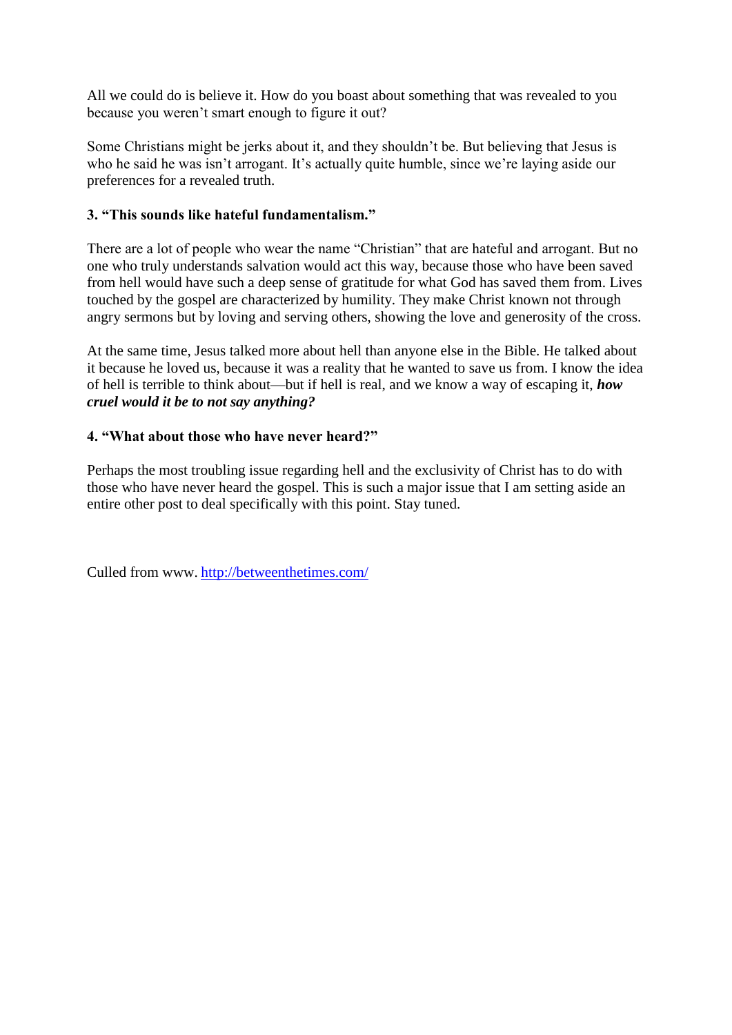All we could do is believe it. How do you boast about something that was revealed to you because you weren't smart enough to figure it out?

Some Christians might be jerks about it, and they shouldn't be. But believing that Jesus is who he said he was isn't arrogant. It's actually quite humble, since we're laying aside our preferences for a revealed truth.

**3. "This sounds like hateful fundamentalism."**

There are a lot of people who wear the name "Christian" that are hateful and arrogant. But no one who truly understands salvation would act this way, because those who have been saved from hell would have such a deep sense of gratitude for what God has saved them from. Lives touched by the gospel are characterized by humility. They make Christ known not through angry sermons but by loving and serving others, showing the love and generosity of the cross.

At the same time, Jesus talked more about hell than anyone else in the Bible. He talked about it because he loved us, because it was a reality that he wanted to save us from. I know the idea of hell is terrible to think about—but if hell is real, and we know a way of escaping it, ***how cruel would it be to not say anything?***

**4. "What about those who have never heard?"**

Perhaps the most troubling issue regarding hell and the exclusivity of Christ has to do with those who have never heard the gospel. This is such a major issue that I am setting aside an entire other post to deal specifically with this point. Stay tuned.

Culled from www. [http://betweenthetimes.com/](http://betweenthetimes.com/)